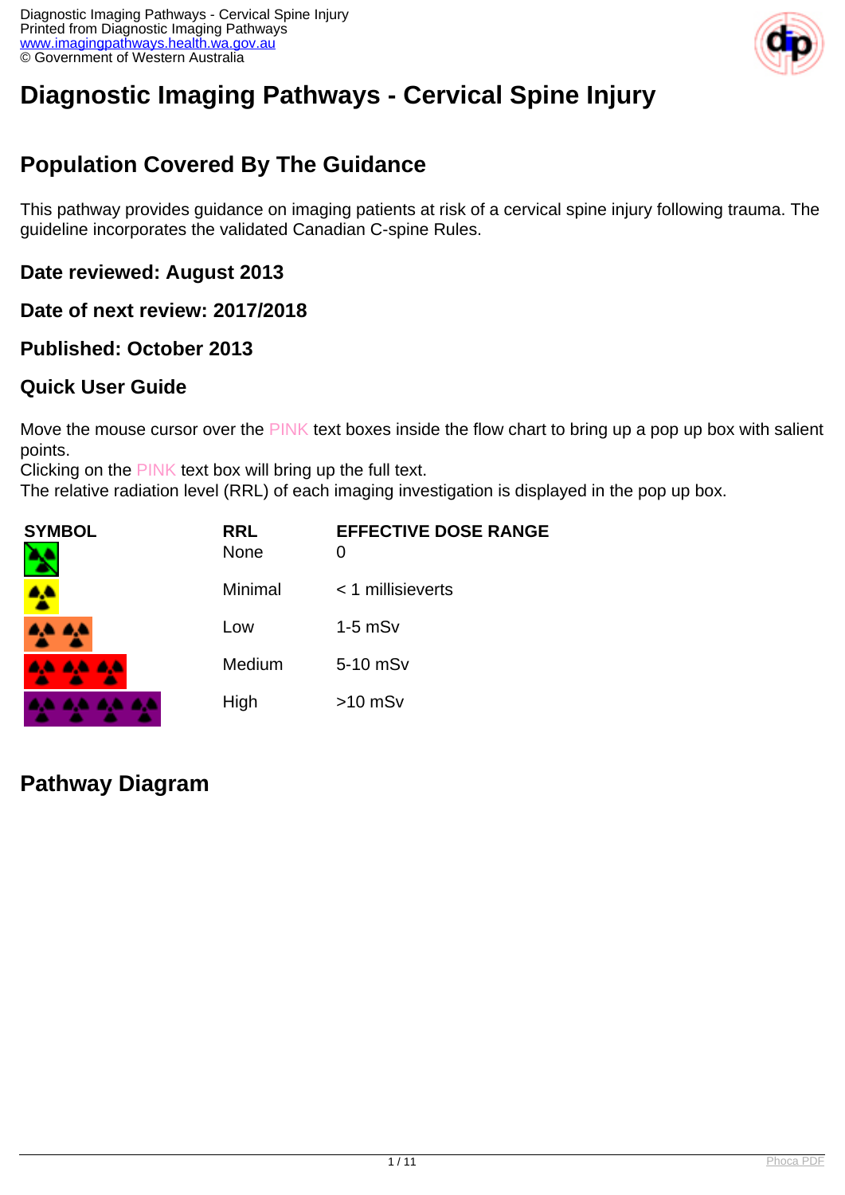# Diagnostic Imaging Pathways - Cervical Spine Injury

## Population Covered By The Guidance

This pathway provides guidance on imaging patients at risk of a cervical spine injury following trauma. The guideline incorporates the validated Canadian C-spine Rules.

### Date reviewed: August 2013

### Date of next review: 2017/2018

### Published: October 2013

### Quick User Guide

Move the mouse cursor over the PINK text boxes inside the flow chart to bring up a pop up box with salient points.
Clicking on the PINK text box will bring up the full text.
The relative radiation level (RRL) of each imaging investigation is displayed in the pop up box.

| SYMBOL | RRL | EFFECTIVE DOSE RANGE |
|---|---|---|
| | None | 0 |
| | Minimal | < 1 millisieverts |
| | Low | 1-5 mSv |
| | Medium | 5-10 mSv |
| | High | >10 mSv |

## Pathway Diagram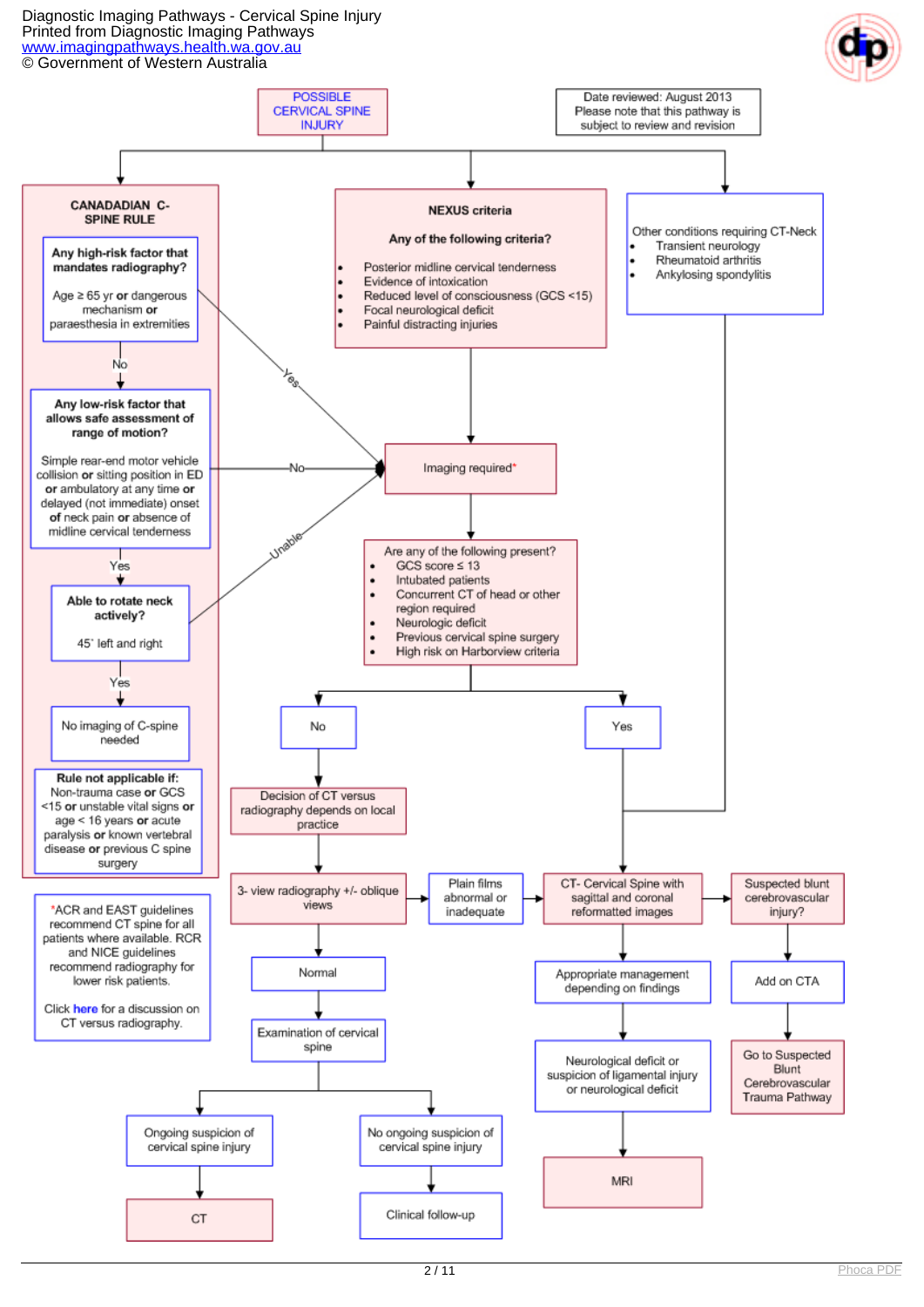Diagnostic Imaging Pathways - Cervical Spine Injury
Printed from Diagnostic Imaging Pathways
www.imagingpathways.health.wa.gov.au
© Government of Western Australia

**POSSIBLE CERVICAL SPINE INJURY**

Date reviewed: August 2013
Please note that this pathway is subject to review and revision

## CANADADIAN C-SPINE RULE

**Any high-risk factor that mandates radiography?**

Age ≥ 65 yr **or** dangerous mechanism **or** paraesthesia in extremities

- Yes → Imaging required
- No ↓

**Any low-risk factor that allows safe assessment of range of motion?**

Simple rear-end motor vehicle collision **or** sitting position in ED **or** ambulatory at any time **or** delayed (not immediate) onset **of** neck pain **or** absence of midline cervical tenderness

- No → Imaging required
- Yes ↓

**Able to rotate neck actively?**

45˚ left and right

- Unable → Imaging required
- Yes ↓

No imaging of C-spine needed

**Rule not applicable if:**
Non-trauma case **or** GCS <15 **or** unstable vital signs **or** age < 16 years **or** acute paralysis **or** known vertebral disease **or** previous C spine surgery

## NEXUS criteria

**Any of the following criteria?**

- Posterior midline cervical tenderness
- Evidence of intoxication
- Reduced level of consciousness (GCS <15)
- Focal neurological deficit
- Painful distracting injuries

→ Imaging required*

## Other conditions requiring CT-Neck

- Transient neurology
- Rheumatoid arthritis
- Ankylosing spondylitis

→ CT- Cervical Spine with sagittal and coronal reformatted images

## Imaging required*

Are any of the following present?

- GCS score ≤ 13
- Intubated patients
- Concurrent CT of head or other region required
- Neurologic deficit
- Previous cervical spine surgery
- High risk on Harborview criteria

**No** → Decision of CT versus radiography depends on local practice → 3- view radiography +/- oblique views

- Plain films abnormal or inadequate → CT- Cervical Spine with sagittal and coronal reformatted images
- Normal → Examination of cervical spine
  - Ongoing suspicion of cervical spine injury → CT
  - No ongoing suspicion of cervical spine injury → Clinical follow-up

**Yes** → CT- Cervical Spine with sagittal and coronal reformatted images

- Appropriate management depending on findings → Neurological deficit or suspicion of ligamental injury or neurological deficit → MRI
- Suspected blunt cerebrovascular injury? → Add on CTA → Go to Suspected Blunt Cerebrovascular Trauma Pathway

*ACR and EAST guidelines recommend CT spine for all patients where available. RCR and NICE guidelines recommend radiography for lower risk patients.

Click **here** for a discussion on CT versus radiography.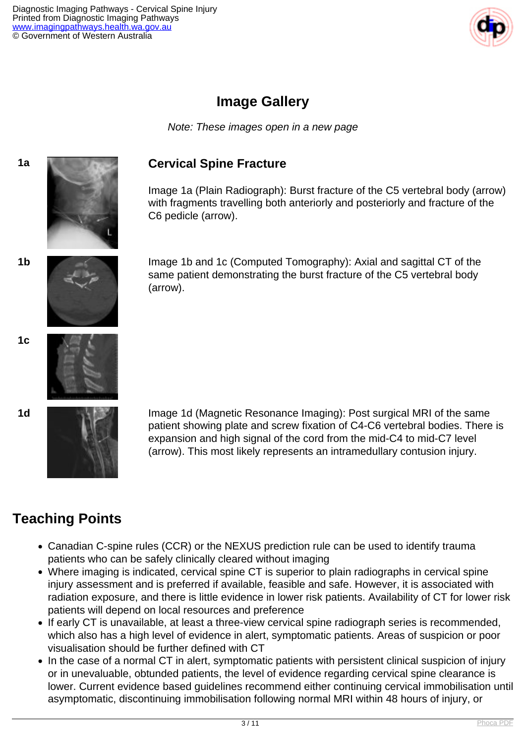## Image Gallery

*Note: These images open in a new page*

1a

### Cervical Spine Fracture

Image 1a (Plain Radiograph): Burst fracture of the C5 vertebral body (arrow) with fragments travelling both anteriorly and posteriorly and fracture of the C6 pedicle (arrow).

1b

Image 1b and 1c (Computed Tomography): Axial and sagittal CT of the same patient demonstrating the burst fracture of the C5 vertebral body (arrow).

1c

1d

Image 1d (Magnetic Resonance Imaging): Post surgical MRI of the same patient showing plate and screw fixation of C4-C6 vertebral bodies. There is expansion and high signal of the cord from the mid-C4 to mid-C7 level (arrow). This most likely represents an intramedullary contusion injury.

## Teaching Points

- Canadian C-spine rules (CCR) or the NEXUS prediction rule can be used to identify trauma patients who can be safely clinically cleared without imaging
- Where imaging is indicated, cervical spine CT is superior to plain radiographs in cervical spine injury assessment and is preferred if available, feasible and safe. However, it is associated with radiation exposure, and there is little evidence in lower risk patients. Availability of CT for lower risk patients will depend on local resources and preference
- If early CT is unavailable, at least a three-view cervical spine radiograph series is recommended, which also has a high level of evidence in alert, symptomatic patients. Areas of suspicion or poor visualisation should be further defined with CT
- In the case of a normal CT in alert, symptomatic patients with persistent clinical suspicion of injury or in unevaluable, obtunded patients, the level of evidence regarding cervical spine clearance is lower. Current evidence based guidelines recommend either continuing cervical immobilisation until asymptomatic, discontinuing immobilisation following normal MRI within 48 hours of injury, or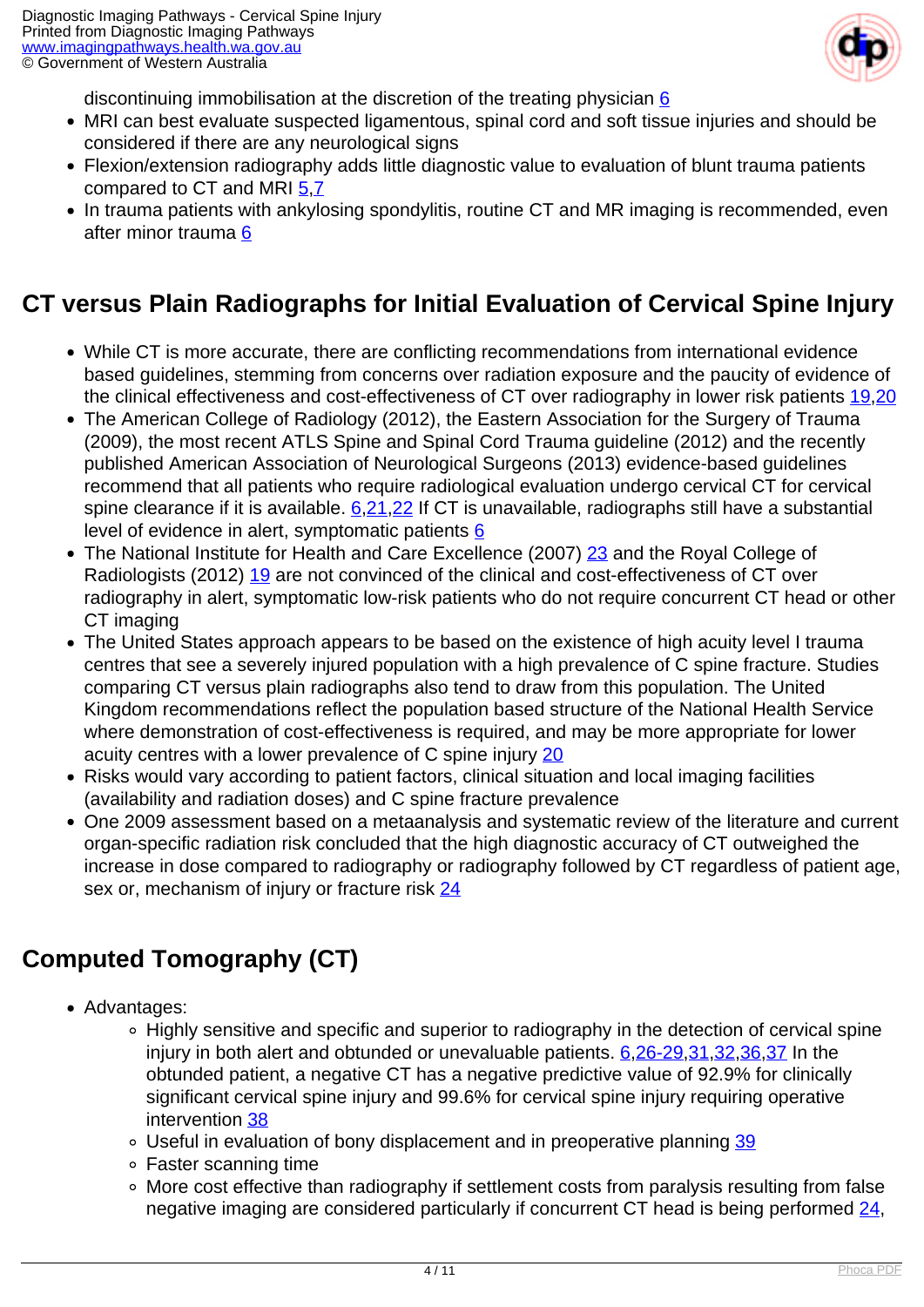discontinuing immobilisation at the discretion of the treating physician 6

- MRI can best evaluate suspected ligamentous, spinal cord and soft tissue injuries and should be considered if there are any neurological signs
- Flexion/extension radiography adds little diagnostic value to evaluation of blunt trauma patients compared to CT and MRI 5,7
- In trauma patients with ankylosing spondylitis, routine CT and MR imaging is recommended, even after minor trauma 6

## CT versus Plain Radiographs for Initial Evaluation of Cervical Spine Injury

- While CT is more accurate, there are conflicting recommendations from international evidence based guidelines, stemming from concerns over radiation exposure and the paucity of evidence of the clinical effectiveness and cost-effectiveness of CT over radiography in lower risk patients 19,20
- The American College of Radiology (2012), the Eastern Association for the Surgery of Trauma (2009), the most recent ATLS Spine and Spinal Cord Trauma guideline (2012) and the recently published American Association of Neurological Surgeons (2013) evidence-based guidelines recommend that all patients who require radiological evaluation undergo cervical CT for cervical spine clearance if it is available. 6,21,22 If CT is unavailable, radiographs still have a substantial level of evidence in alert, symptomatic patients 6
- The National Institute for Health and Care Excellence (2007) 23 and the Royal College of Radiologists (2012) 19 are not convinced of the clinical and cost-effectiveness of CT over radiography in alert, symptomatic low-risk patients who do not require concurrent CT head or other CT imaging
- The United States approach appears to be based on the existence of high acuity level I trauma centres that see a severely injured population with a high prevalence of C spine fracture. Studies comparing CT versus plain radiographs also tend to draw from this population. The United Kingdom recommendations reflect the population based structure of the National Health Service where demonstration of cost-effectiveness is required, and may be more appropriate for lower acuity centres with a lower prevalence of C spine injury 20
- Risks would vary according to patient factors, clinical situation and local imaging facilities (availability and radiation doses) and C spine fracture prevalence
- One 2009 assessment based on a metaanalysis and systematic review of the literature and current organ-specific radiation risk concluded that the high diagnostic accuracy of CT outweighed the increase in dose compared to radiography or radiography followed by CT regardless of patient age, sex or, mechanism of injury or fracture risk 24

## Computed Tomography (CT)

- Advantages:
  - Highly sensitive and specific and superior to radiography in the detection of cervical spine injury in both alert and obtunded or unevaluable patients. 6,26-29,31,32,36,37 In the obtunded patient, a negative CT has a negative predictive value of 92.9% for clinically significant cervical spine injury and 99.6% for cervical spine injury requiring operative intervention 38
  - Useful in evaluation of bony displacement and in preoperative planning 39
  - Faster scanning time
  - More cost effective than radiography if settlement costs from paralysis resulting from false negative imaging are considered particularly if concurrent CT head is being performed 24,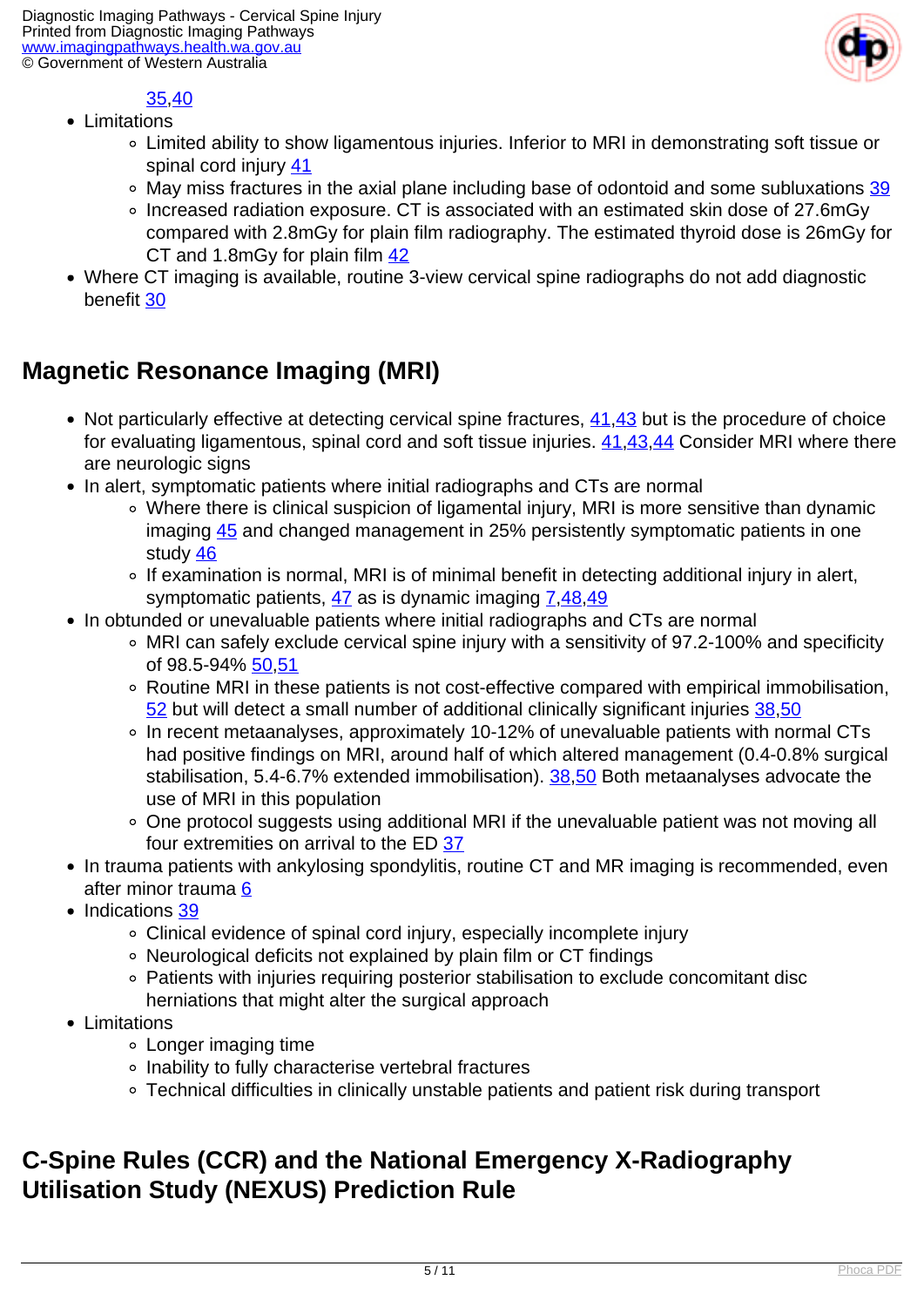35,40

- Limitations
    - Limited ability to show ligamentous injuries. Inferior to MRI in demonstrating soft tissue or spinal cord injury 41
    - May miss fractures in the axial plane including base of odontoid and some subluxations 39
    - Increased radiation exposure. CT is associated with an estimated skin dose of 27.6mGy compared with 2.8mGy for plain film radiography. The estimated thyroid dose is 26mGy for CT and 1.8mGy for plain film 42
- Where CT imaging is available, routine 3-view cervical spine radiographs do not add diagnostic benefit 30

## Magnetic Resonance Imaging (MRI)

- Not particularly effective at detecting cervical spine fractures, 41,43 but is the procedure of choice for evaluating ligamentous, spinal cord and soft tissue injuries. 41,43,44 Consider MRI where there are neurologic signs
- In alert, symptomatic patients where initial radiographs and CTs are normal
    - Where there is clinical suspicion of ligamental injury, MRI is more sensitive than dynamic imaging 45 and changed management in 25% persistently symptomatic patients in one study 46
    - If examination is normal, MRI is of minimal benefit in detecting additional injury in alert, symptomatic patients, 47 as is dynamic imaging 7,48,49
- In obtunded or unevaluable patients where initial radiographs and CTs are normal
    - MRI can safely exclude cervical spine injury with a sensitivity of 97.2-100% and specificity of 98.5-94% 50,51
    - Routine MRI in these patients is not cost-effective compared with empirical immobilisation, 52 but will detect a small number of additional clinically significant injuries 38,50
    - In recent metaanalyses, approximately 10-12% of unevaluable patients with normal CTs had positive findings on MRI, around half of which altered management (0.4-0.8% surgical stabilisation, 5.4-6.7% extended immobilisation). 38,50 Both metaanalyses advocate the use of MRI in this population
    - One protocol suggests using additional MRI if the unevaluable patient was not moving all four extremities on arrival to the ED 37
- In trauma patients with ankylosing spondylitis, routine CT and MR imaging is recommended, even after minor trauma 6
- Indications 39
    - Clinical evidence of spinal cord injury, especially incomplete injury
    - Neurological deficits not explained by plain film or CT findings
    - Patients with injuries requiring posterior stabilisation to exclude concomitant disc herniations that might alter the surgical approach
- Limitations
    - Longer imaging time
    - Inability to fully characterise vertebral fractures
    - Technical difficulties in clinically unstable patients and patient risk during transport

## C-Spine Rules (CCR) and the National Emergency X-Radiography Utilisation Study (NEXUS) Prediction Rule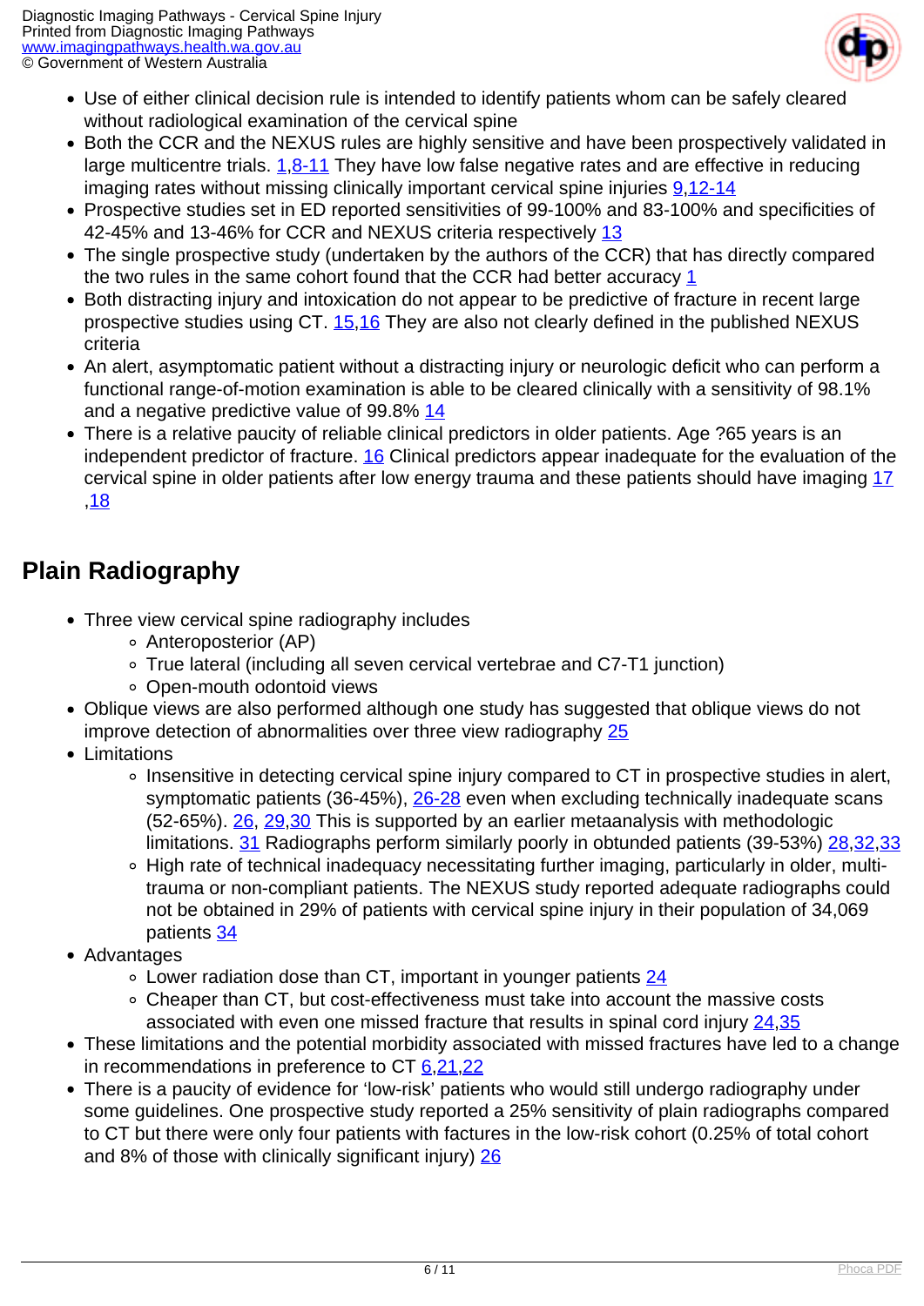- Use of either clinical decision rule is intended to identify patients whom can be safely cleared without radiological examination of the cervical spine
- Both the CCR and the NEXUS rules are highly sensitive and have been prospectively validated in large multicentre trials. 1,8-11 They have low false negative rates and are effective in reducing imaging rates without missing clinically important cervical spine injuries 9,12-14
- Prospective studies set in ED reported sensitivities of 99-100% and 83-100% and specificities of 42-45% and 13-46% for CCR and NEXUS criteria respectively 13
- The single prospective study (undertaken by the authors of the CCR) that has directly compared the two rules in the same cohort found that the CCR had better accuracy 1
- Both distracting injury and intoxication do not appear to be predictive of fracture in recent large prospective studies using CT. 15,16 They are also not clearly defined in the published NEXUS criteria
- An alert, asymptomatic patient without a distracting injury or neurologic deficit who can perform a functional range-of-motion examination is able to be cleared clinically with a sensitivity of 98.1% and a negative predictive value of 99.8% 14
- There is a relative paucity of reliable clinical predictors in older patients. Age ?65 years is an independent predictor of fracture. 16 Clinical predictors appear inadequate for the evaluation of the cervical spine in older patients after low energy trauma and these patients should have imaging 17 ,18

## Plain Radiography

- Three view cervical spine radiography includes
  - Anteroposterior (AP)
  - True lateral (including all seven cervical vertebrae and C7-T1 junction)
  - Open-mouth odontoid views
- Oblique views are also performed although one study has suggested that oblique views do not improve detection of abnormalities over three view radiography 25
- Limitations
  - Insensitive in detecting cervical spine injury compared to CT in prospective studies in alert, symptomatic patients (36-45%), 26-28 even when excluding technically inadequate scans (52-65%). 26, 29,30 This is supported by an earlier metaanalysis with methodologic limitations. 31 Radiographs perform similarly poorly in obtunded patients (39-53%) 28,32,33
  - High rate of technical inadequacy necessitating further imaging, particularly in older, multi-trauma or non-compliant patients. The NEXUS study reported adequate radiographs could not be obtained in 29% of patients with cervical spine injury in their population of 34,069 patients 34
- Advantages
  - Lower radiation dose than CT, important in younger patients 24
  - Cheaper than CT, but cost-effectiveness must take into account the massive costs associated with even one missed fracture that results in spinal cord injury 24,35
- These limitations and the potential morbidity associated with missed fractures have led to a change in recommendations in preference to CT 6,21,22
- There is a paucity of evidence for 'low-risk' patients who would still undergo radiography under some guidelines. One prospective study reported a 25% sensitivity of plain radiographs compared to CT but there were only four patients with factures in the low-risk cohort (0.25% of total cohort and 8% of those with clinically significant injury) 26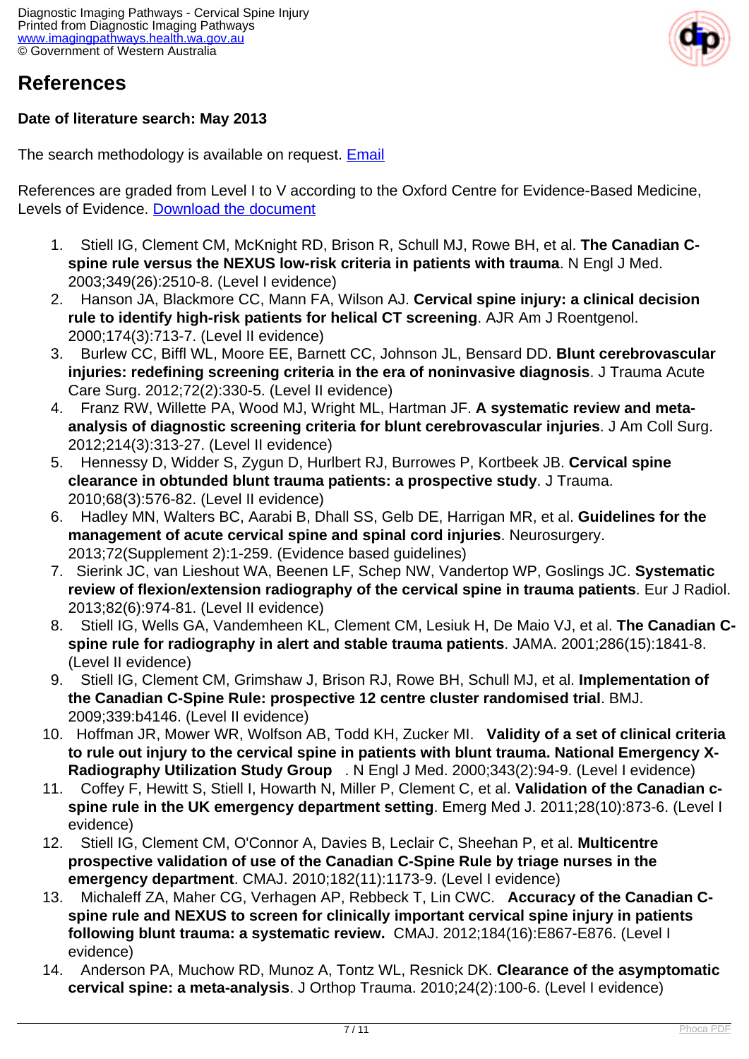## References

**Date of literature search: May 2013**

The search methodology is available on request. [Email](#)

References are graded from Level I to V according to the Oxford Centre for Evidence-Based Medicine, Levels of Evidence. [Download the document](#)

1. Stiell IG, Clement CM, McKnight RD, Brison R, Schull MJ, Rowe BH, et al. **The Canadian C-spine rule versus the NEXUS low-risk criteria in patients with trauma**. N Engl J Med. 2003;349(26):2510-8. (Level I evidence)
2. Hanson JA, Blackmore CC, Mann FA, Wilson AJ. **Cervical spine injury: a clinical decision rule to identify high-risk patients for helical CT screening**. AJR Am J Roentgenol. 2000;174(3):713-7. (Level II evidence)
3. Burlew CC, Biffl WL, Moore EE, Barnett CC, Johnson JL, Bensard DD. **Blunt cerebrovascular injuries: redefining screening criteria in the era of noninvasive diagnosis**. J Trauma Acute Care Surg. 2012;72(2):330-5. (Level II evidence)
4. Franz RW, Willette PA, Wood MJ, Wright ML, Hartman JF. **A systematic review and meta-analysis of diagnostic screening criteria for blunt cerebrovascular injuries**. J Am Coll Surg. 2012;214(3):313-27. (Level II evidence)
5. Hennessy D, Widder S, Zygun D, Hurlbert RJ, Burrowes P, Kortbeek JB. **Cervical spine clearance in obtunded blunt trauma patients: a prospective study**. J Trauma. 2010;68(3):576-82. (Level II evidence)
6. Hadley MN, Walters BC, Aarabi B, Dhall SS, Gelb DE, Harrigan MR, et al. **Guidelines for the management of acute cervical spine and spinal cord injuries**. Neurosurgery. 2013;72(Supplement 2):1-259. (Evidence based guidelines)
7. Sierink JC, van Lieshout WA, Beenen LF, Schep NW, Vandertop WP, Goslings JC. **Systematic review of flexion/extension radiography of the cervical spine in trauma patients**. Eur J Radiol. 2013;82(6):974-81. (Level II evidence)
8. Stiell IG, Wells GA, Vandemheen KL, Clement CM, Lesiuk H, De Maio VJ, et al. **The Canadian C-spine rule for radiography in alert and stable trauma patients**. JAMA. 2001;286(15):1841-8. (Level II evidence)
9. Stiell IG, Clement CM, Grimshaw J, Brison RJ, Rowe BH, Schull MJ, et al. **Implementation of the Canadian C-Spine Rule: prospective 12 centre cluster randomised trial**. BMJ. 2009;339:b4146. (Level II evidence)
10. Hoffman JR, Mower WR, Wolfson AB, Todd KH, Zucker MI. **Validity of a set of clinical criteria to rule out injury to the cervical spine in patients with blunt trauma. National Emergency X-Radiography Utilization Study Group** . N Engl J Med. 2000;343(2):94-9. (Level I evidence)
11. Coffey F, Hewitt S, Stiell I, Howarth N, Miller P, Clement C, et al. **Validation of the Canadian c-spine rule in the UK emergency department setting**. Emerg Med J. 2011;28(10):873-6. (Level I evidence)
12. Stiell IG, Clement CM, O'Connor A, Davies B, Leclair C, Sheehan P, et al. **Multicentre prospective validation of use of the Canadian C-Spine Rule by triage nurses in the emergency department**. CMAJ. 2010;182(11):1173-9. (Level I evidence)
13. Michaleff ZA, Maher CG, Verhagen AP, Rebbeck T, Lin CWC. **Accuracy of the Canadian C-spine rule and NEXUS to screen for clinically important cervical spine injury in patients following blunt trauma: a systematic review.** CMAJ. 2012;184(16):E867-E876. (Level I evidence)
14. Anderson PA, Muchow RD, Munoz A, Tontz WL, Resnick DK. **Clearance of the asymptomatic cervical spine: a meta-analysis**. J Orthop Trauma. 2010;24(2):100-6. (Level I evidence)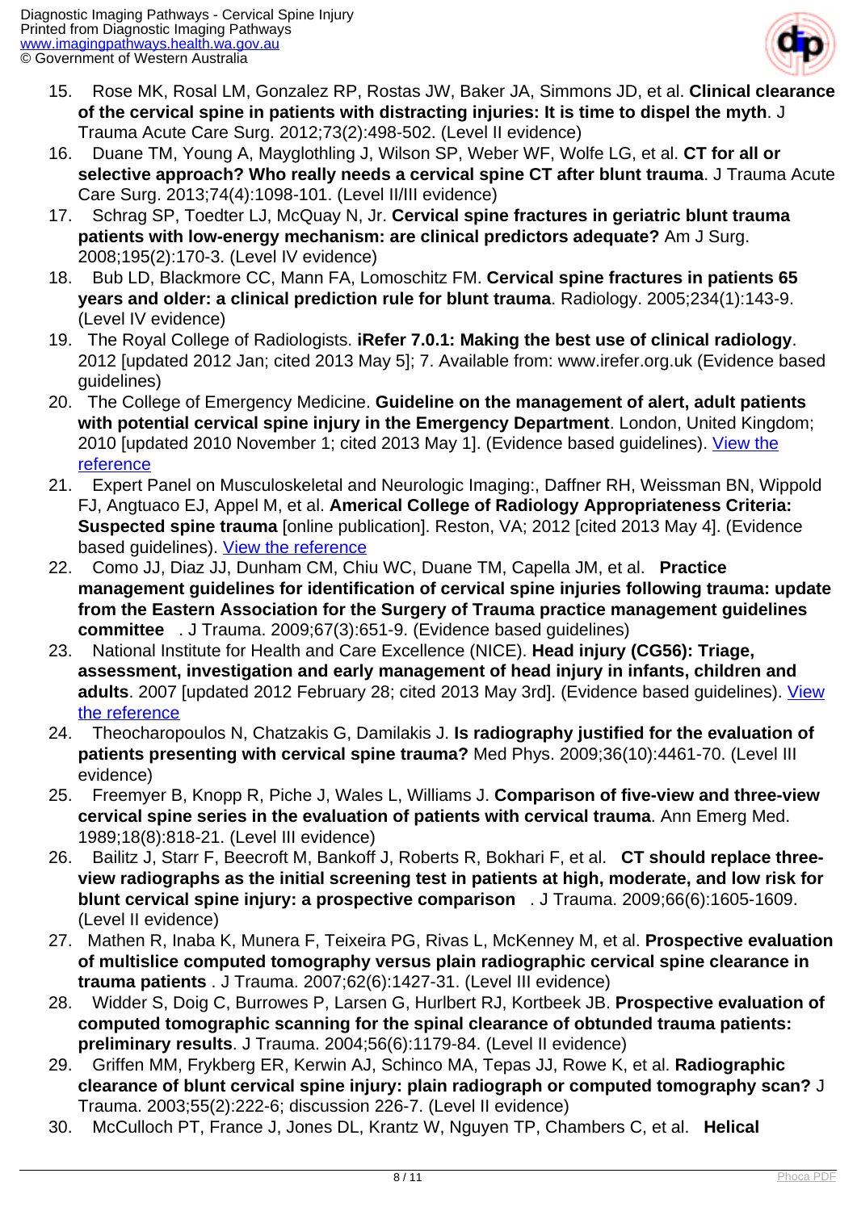15. Rose MK, Rosal LM, Gonzalez RP, Rostas JW, Baker JA, Simmons JD, et al. **Clinical clearance of the cervical spine in patients with distracting injuries: It is time to dispel the myth**. J Trauma Acute Care Surg. 2012;73(2):498-502. (Level II evidence)
16. Duane TM, Young A, Mayglothling J, Wilson SP, Weber WF, Wolfe LG, et al. **CT for all or selective approach? Who really needs a cervical spine CT after blunt trauma**. J Trauma Acute Care Surg. 2013;74(4):1098-101. (Level II/III evidence)
17. Schrag SP, Toedter LJ, McQuay N, Jr. **Cervical spine fractures in geriatric blunt trauma patients with low-energy mechanism: are clinical predictors adequate?** Am J Surg. 2008;195(2):170-3. (Level IV evidence)
18. Bub LD, Blackmore CC, Mann FA, Lomoschitz FM. **Cervical spine fractures in patients 65 years and older: a clinical prediction rule for blunt trauma**. Radiology. 2005;234(1):143-9. (Level IV evidence)
19. The Royal College of Radiologists. **iRefer 7.0.1: Making the best use of clinical radiology**. 2012 [updated 2012 Jan; cited 2013 May 5]; 7. Available from: www.irefer.org.uk (Evidence based guidelines)
20. The College of Emergency Medicine. **Guideline on the management of alert, adult patients with potential cervical spine injury in the Emergency Department**. London, United Kingdom; 2010 [updated 2010 November 1; cited 2013 May 1]. (Evidence based guidelines). [View the reference]()
21. Expert Panel on Musculoskeletal and Neurologic Imaging:, Daffner RH, Weissman BN, Wippold FJ, Angtuaco EJ, Appel M, et al. **Americal College of Radiology Appropriateness Criteria: Suspected spine trauma** [online publication]. Reston, VA; 2012 [cited 2013 May 4]. (Evidence based guidelines). [View the reference]()
22. Como JJ, Diaz JJ, Dunham CM, Chiu WC, Duane TM, Capella JM, et al. **Practice management guidelines for identification of cervical spine injuries following trauma: update from the Eastern Association for the Surgery of Trauma practice management guidelines committee** . J Trauma. 2009;67(3):651-9. (Evidence based guidelines)
23. National Institute for Health and Care Excellence (NICE). **Head injury (CG56): Triage, assessment, investigation and early management of head injury in infants, children and adults**. 2007 [updated 2012 February 28; cited 2013 May 3rd]. (Evidence based guidelines). [View the reference]()
24. Theocharopoulos N, Chatzakis G, Damilakis J. **Is radiography justified for the evaluation of patients presenting with cervical spine trauma?** Med Phys. 2009;36(10):4461-70. (Level III evidence)
25. Freemyer B, Knopp R, Piche J, Wales L, Williams J. **Comparison of five-view and three-view cervical spine series in the evaluation of patients with cervical trauma**. Ann Emerg Med. 1989;18(8):818-21. (Level III evidence)
26. Bailitz J, Starr F, Beecroft M, Bankoff J, Roberts R, Bokhari F, et al. **CT should replace three-view radiographs as the initial screening test in patients at high, moderate, and low risk for blunt cervical spine injury: a prospective comparison** . J Trauma. 2009;66(6):1605-1609. (Level II evidence)
27. Mathen R, Inaba K, Munera F, Teixeira PG, Rivas L, McKenney M, et al. **Prospective evaluation of multislice computed tomography versus plain radiographic cervical spine clearance in trauma patients** . J Trauma. 2007;62(6):1427-31. (Level III evidence)
28. Widder S, Doig C, Burrowes P, Larsen G, Hurlbert RJ, Kortbeek JB. **Prospective evaluation of computed tomographic scanning for the spinal clearance of obtunded trauma patients: preliminary results**. J Trauma. 2004;56(6):1179-84. (Level II evidence)
29. Griffen MM, Frykberg ER, Kerwin AJ, Schinco MA, Tepas JJ, Rowe K, et al. **Radiographic clearance of blunt cervical spine injury: plain radiograph or computed tomography scan?** J Trauma. 2003;55(2):222-6; discussion 226-7. (Level II evidence)
30. McCulloch PT, France J, Jones DL, Krantz W, Nguyen TP, Chambers C, et al. **Helical**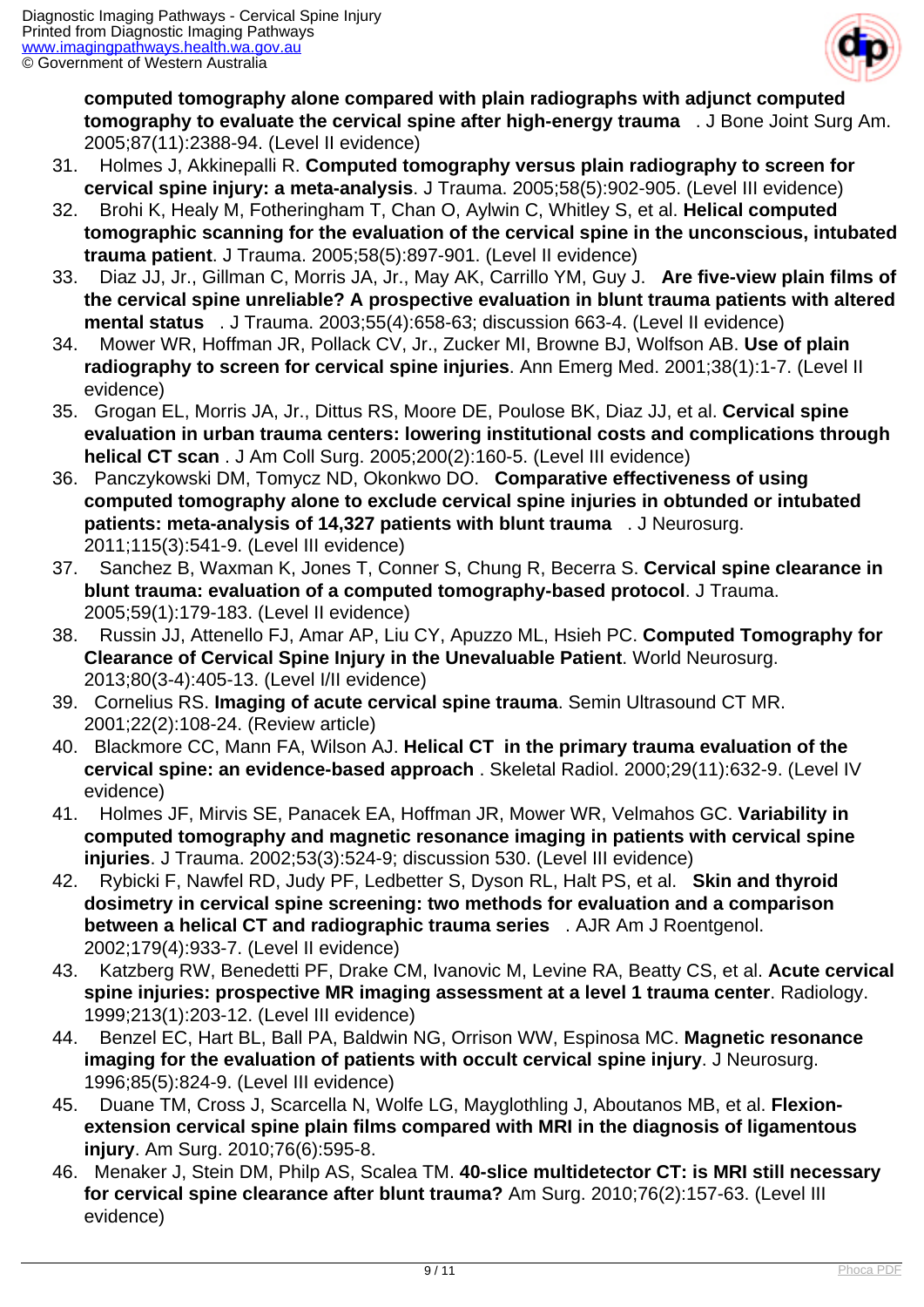**computed tomography alone compared with plain radiographs with adjunct computed tomography to evaluate the cervical spine after high-energy trauma** . J Bone Joint Surg Am. 2005;87(11):2388-94. (Level II evidence)

31. Holmes J, Akkinepalli R. **Computed tomography versus plain radiography to screen for cervical spine injury: a meta-analysis**. J Trauma. 2005;58(5):902-905. (Level III evidence)
32. Brohi K, Healy M, Fotheringham T, Chan O, Aylwin C, Whitley S, et al. **Helical computed tomographic scanning for the evaluation of the cervical spine in the unconscious, intubated trauma patient**. J Trauma. 2005;58(5):897-901. (Level II evidence)
33. Diaz JJ, Jr., Gillman C, Morris JA, Jr., May AK, Carrillo YM, Guy J. **Are five-view plain films of the cervical spine unreliable? A prospective evaluation in blunt trauma patients with altered mental status** . J Trauma. 2003;55(4):658-63; discussion 663-4. (Level II evidence)
34. Mower WR, Hoffman JR, Pollack CV, Jr., Zucker MI, Browne BJ, Wolfson AB. **Use of plain radiography to screen for cervical spine injuries**. Ann Emerg Med. 2001;38(1):1-7. (Level II evidence)
35. Grogan EL, Morris JA, Jr., Dittus RS, Moore DE, Poulose BK, Diaz JJ, et al. **Cervical spine evaluation in urban trauma centers: lowering institutional costs and complications through helical CT scan** . J Am Coll Surg. 2005;200(2):160-5. (Level III evidence)
36. Panczykowski DM, Tomycz ND, Okonkwo DO. **Comparative effectiveness of using computed tomography alone to exclude cervical spine injuries in obtunded or intubated patients: meta-analysis of 14,327 patients with blunt trauma** . J Neurosurg. 2011;115(3):541-9. (Level III evidence)
37. Sanchez B, Waxman K, Jones T, Conner S, Chung R, Becerra S. **Cervical spine clearance in blunt trauma: evaluation of a computed tomography-based protocol**. J Trauma. 2005;59(1):179-183. (Level II evidence)
38. Russin JJ, Attenello FJ, Amar AP, Liu CY, Apuzzo ML, Hsieh PC. **Computed Tomography for Clearance of Cervical Spine Injury in the Unevaluable Patient**. World Neurosurg. 2013;80(3-4):405-13. (Level I/II evidence)
39. Cornelius RS. **Imaging of acute cervical spine trauma**. Semin Ultrasound CT MR. 2001;22(2):108-24. (Review article)
40. Blackmore CC, Mann FA, Wilson AJ. **Helical CT in the primary trauma evaluation of the cervical spine: an evidence-based approach** . Skeletal Radiol. 2000;29(11):632-9. (Level IV evidence)
41. Holmes JF, Mirvis SE, Panacek EA, Hoffman JR, Mower WR, Velmahos GC. **Variability in computed tomography and magnetic resonance imaging in patients with cervical spine injuries**. J Trauma. 2002;53(3):524-9; discussion 530. (Level III evidence)
42. Rybicki F, Nawfel RD, Judy PF, Ledbetter S, Dyson RL, Halt PS, et al. **Skin and thyroid dosimetry in cervical spine screening: two methods for evaluation and a comparison between a helical CT and radiographic trauma series** . AJR Am J Roentgenol. 2002;179(4):933-7. (Level II evidence)
43. Katzberg RW, Benedetti PF, Drake CM, Ivanovic M, Levine RA, Beatty CS, et al. **Acute cervical spine injuries: prospective MR imaging assessment at a level 1 trauma center**. Radiology. 1999;213(1):203-12. (Level III evidence)
44. Benzel EC, Hart BL, Ball PA, Baldwin NG, Orrison WW, Espinosa MC. **Magnetic resonance imaging for the evaluation of patients with occult cervical spine injury**. J Neurosurg. 1996;85(5):824-9. (Level III evidence)
45. Duane TM, Cross J, Scarcella N, Wolfe LG, Mayglothling J, Aboutanos MB, et al. **Flexion-extension cervical spine plain films compared with MRI in the diagnosis of ligamentous injury**. Am Surg. 2010;76(6):595-8.
46. Menaker J, Stein DM, Philp AS, Scalea TM. **40-slice multidetector CT: is MRI still necessary for cervical spine clearance after blunt trauma?** Am Surg. 2010;76(2):157-63. (Level III evidence)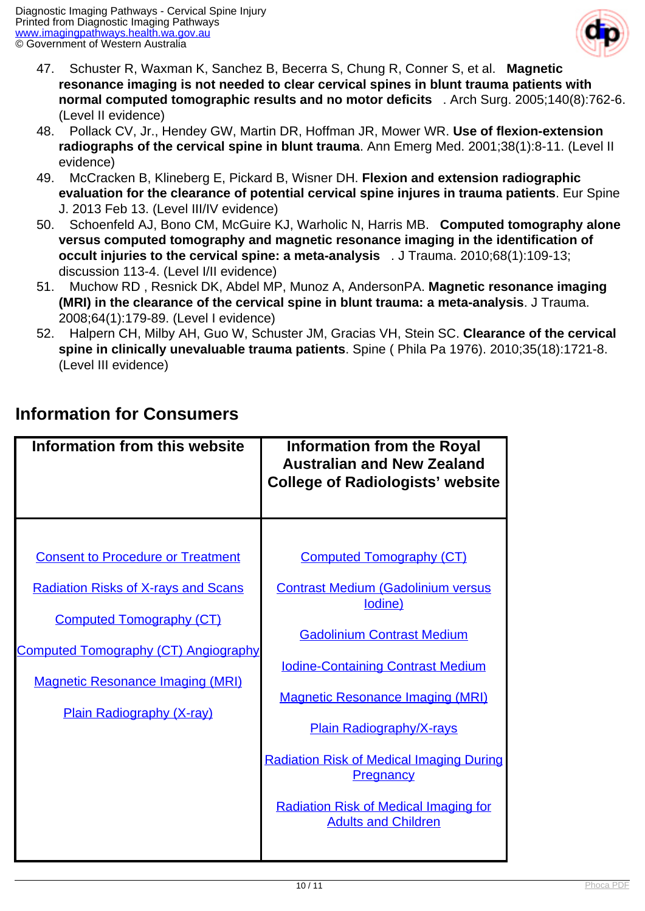47. Schuster R, Waxman K, Sanchez B, Becerra S, Chung R, Conner S, et al. **Magnetic resonance imaging is not needed to clear cervical spines in blunt trauma patients with normal computed tomographic results and no motor deficits** . Arch Surg. 2005;140(8):762-6. (Level II evidence)
48. Pollack CV, Jr., Hendey GW, Martin DR, Hoffman JR, Mower WR. **Use of flexion-extension radiographs of the cervical spine in blunt trauma**. Ann Emerg Med. 2001;38(1):8-11. (Level II evidence)
49. McCracken B, Klineberg E, Pickard B, Wisner DH. **Flexion and extension radiographic evaluation for the clearance of potential cervical spine injures in trauma patients**. Eur Spine J. 2013 Feb 13. (Level III/IV evidence)
50. Schoenfeld AJ, Bono CM, McGuire KJ, Warholic N, Harris MB. **Computed tomography alone versus computed tomography and magnetic resonance imaging in the identification of occult injuries to the cervical spine: a meta-analysis** . J Trauma. 2010;68(1):109-13; discussion 113-4. (Level I/II evidence)
51. Muchow RD , Resnick DK, Abdel MP, Munoz A, AndersonPA. **Magnetic resonance imaging (MRI) in the clearance of the cervical spine in blunt trauma: a meta-analysis**. J Trauma. 2008;64(1):179-89. (Level I evidence)
52. Halpern CH, Milby AH, Guo W, Schuster JM, Gracias VH, Stein SC. **Clearance of the cervical spine in clinically unevaluable trauma patients**. Spine ( Phila Pa 1976). 2010;35(18):1721-8. (Level III evidence)

## Information for Consumers

| Information from this website | Information from the Royal Australian and New Zealand College of Radiologists' website |
|---|---|
| Consent to Procedure or Treatment<br>Radiation Risks of X-rays and Scans<br>Computed Tomography (CT)<br>Computed Tomography (CT) Angiography<br>Magnetic Resonance Imaging (MRI)<br>Plain Radiography (X-ray) | Computed Tomography (CT)<br>Contrast Medium (Gadolinium versus Iodine)<br>Gadolinium Contrast Medium<br>Iodine-Containing Contrast Medium<br>Magnetic Resonance Imaging (MRI)<br>Plain Radiography/X-rays<br>Radiation Risk of Medical Imaging During Pregnancy<br>Radiation Risk of Medical Imaging for Adults and Children |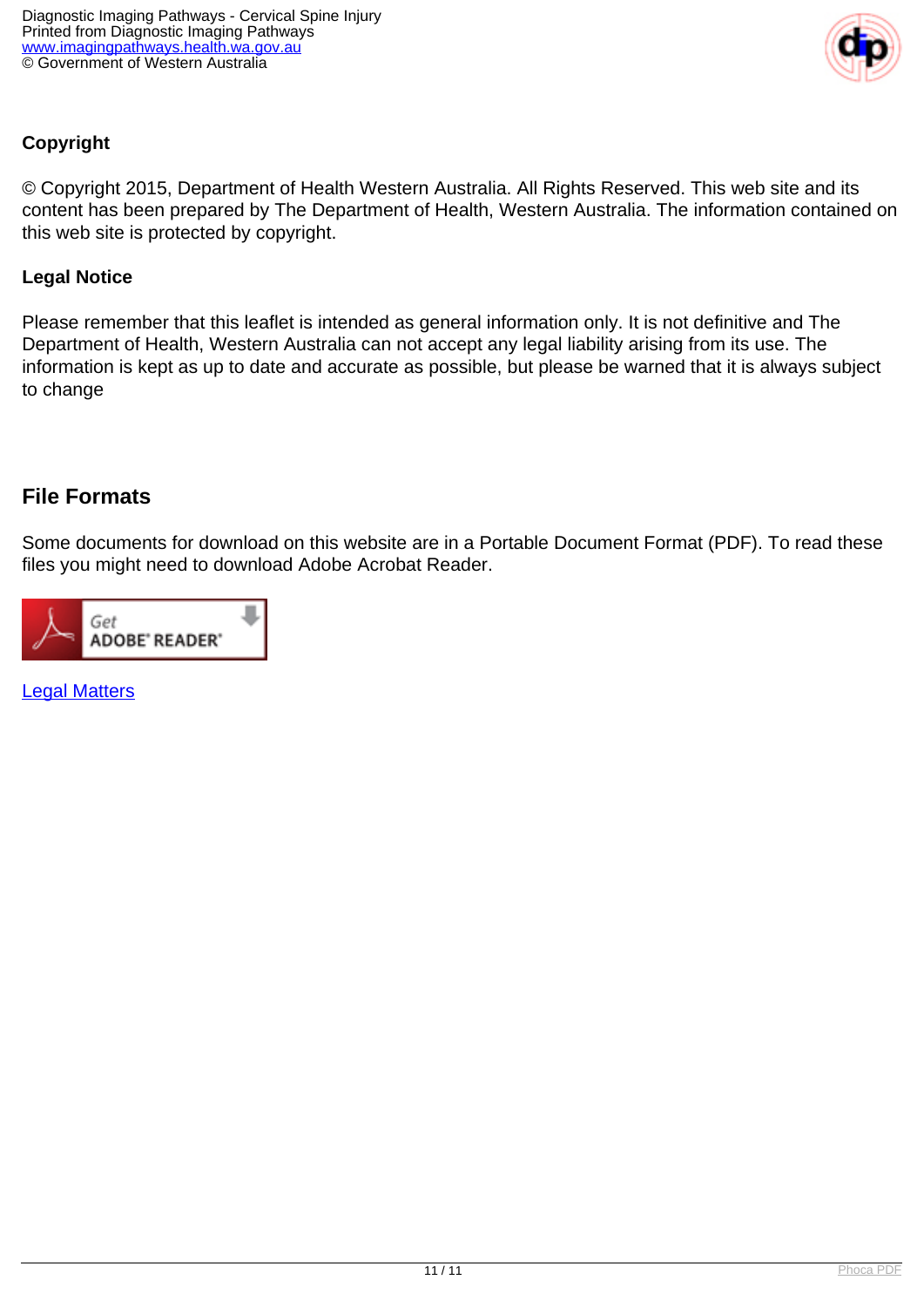**Copyright**

© Copyright 2015, Department of Health Western Australia. All Rights Reserved. This web site and its content has been prepared by The Department of Health, Western Australia. The information contained on this web site is protected by copyright.

**Legal Notice**

Please remember that this leaflet is intended as general information only. It is not definitive and The Department of Health, Western Australia can not accept any legal liability arising from its use. The information is kept as up to date and accurate as possible, but please be warned that it is always subject to change

## File Formats

Some documents for download on this website are in a Portable Document Format (PDF). To read these files you might need to download Adobe Acrobat Reader.

Get ADOBE® READER®

Legal Matters